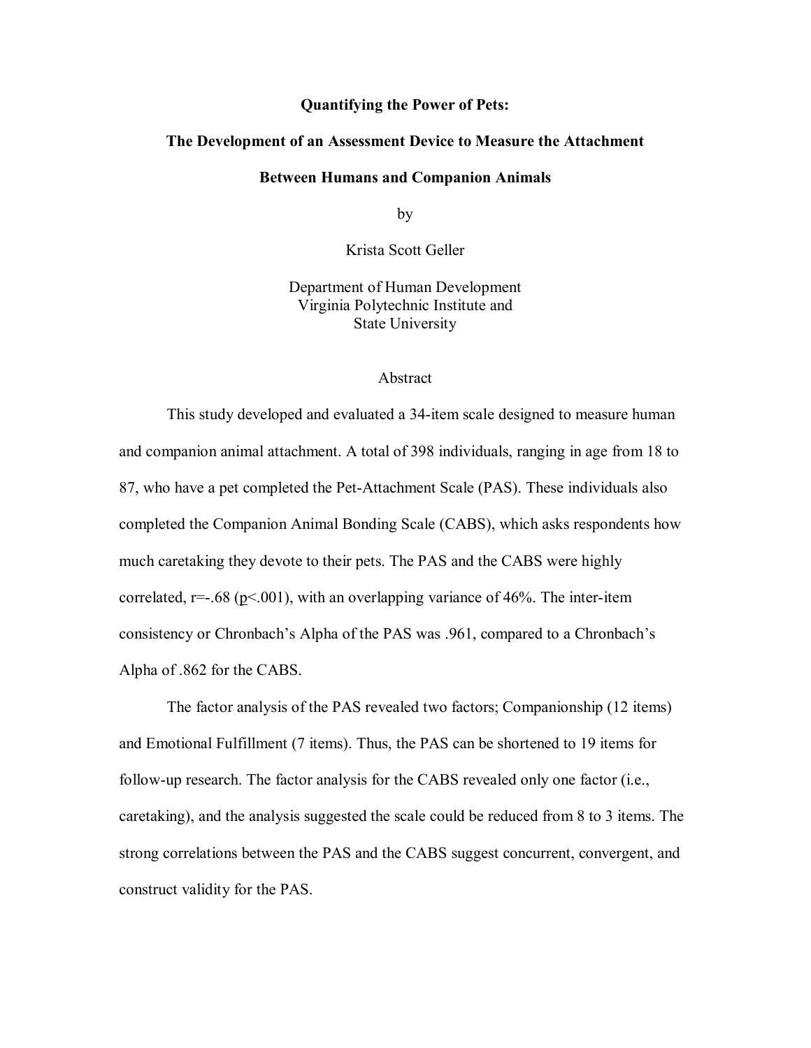**Quantifying the Power of Pets:**

**The Development of an Assessment Device to Measure the Attachment Between Humans and Companion Animals**

by

Krista Scott Geller

Department of Human Development
Virginia Polytechnic Institute and
State University

## Abstract

This study developed and evaluated a 34-item scale designed to measure human and companion animal attachment. A total of 398 individuals, ranging in age from 18 to 87, who have a pet completed the Pet-Attachment Scale (PAS). These individuals also completed the Companion Animal Bonding Scale (CABS), which asks respondents how much caretaking they devote to their pets. The PAS and the CABS were highly correlated, $r=-.68$ ($p<.001$), with an overlapping variance of 46%. The inter-item consistency or Chronbach's Alpha of the PAS was .961, compared to a Chronbach's Alpha of .862 for the CABS.

The factor analysis of the PAS revealed two factors; Companionship (12 items) and Emotional Fulfillment (7 items). Thus, the PAS can be shortened to 19 items for follow-up research. The factor analysis for the CABS revealed only one factor (i.e., caretaking), and the analysis suggested the scale could be reduced from 8 to 3 items. The strong correlations between the PAS and the CABS suggest concurrent, convergent, and construct validity for the PAS.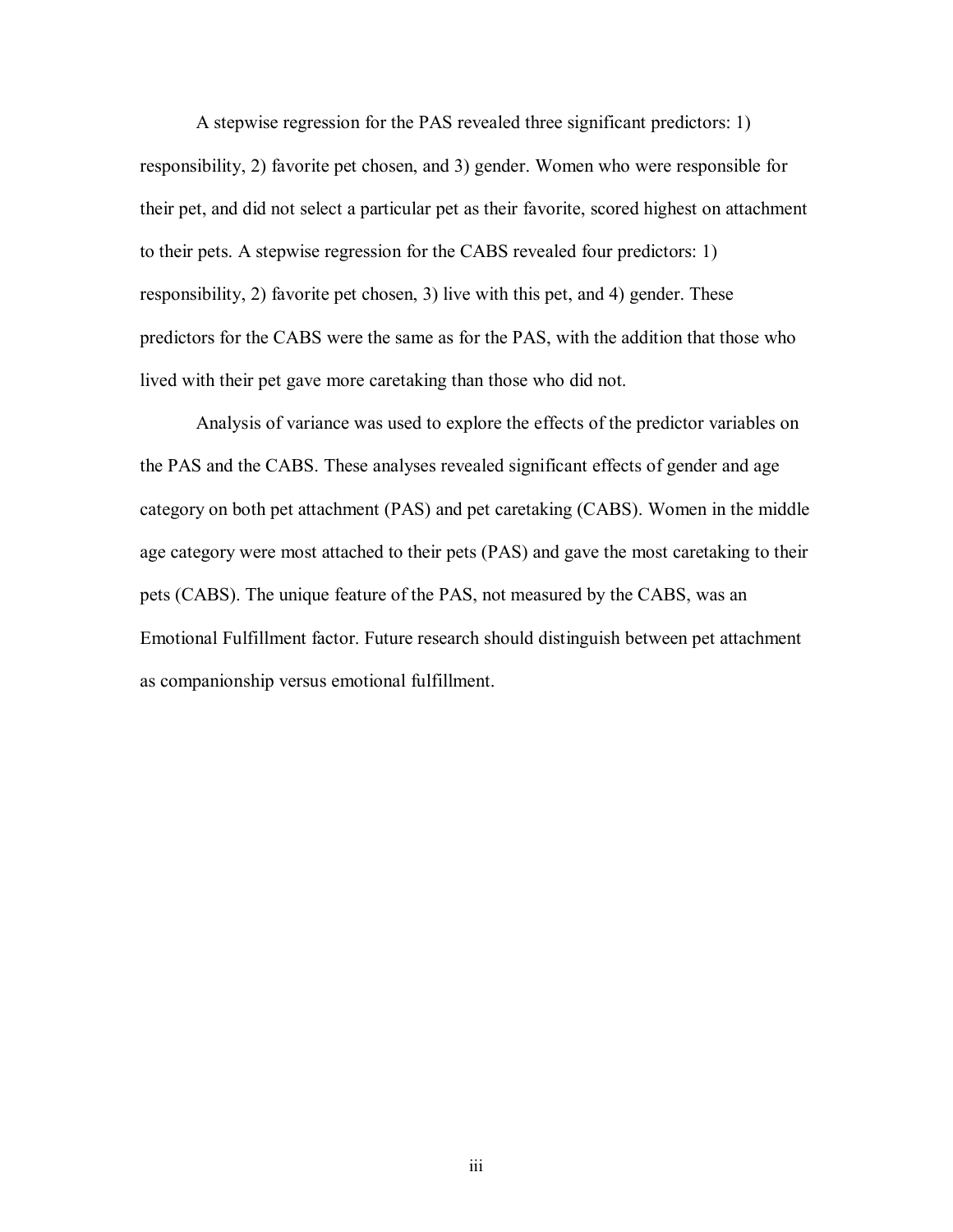A stepwise regression for the PAS revealed three significant predictors: 1) responsibility, 2) favorite pet chosen, and 3) gender. Women who were responsible for their pet, and did not select a particular pet as their favorite, scored highest on attachment to their pets. A stepwise regression for the CABS revealed four predictors: 1) responsibility, 2) favorite pet chosen, 3) live with this pet, and 4) gender. These predictors for the CABS were the same as for the PAS, with the addition that those who lived with their pet gave more caretaking than those who did not.

Analysis of variance was used to explore the effects of the predictor variables on the PAS and the CABS. These analyses revealed significant effects of gender and age category on both pet attachment (PAS) and pet caretaking (CABS). Women in the middle age category were most attached to their pets (PAS) and gave the most caretaking to their pets (CABS). The unique feature of the PAS, not measured by the CABS, was an Emotional Fulfillment factor. Future research should distinguish between pet attachment as companionship versus emotional fulfillment.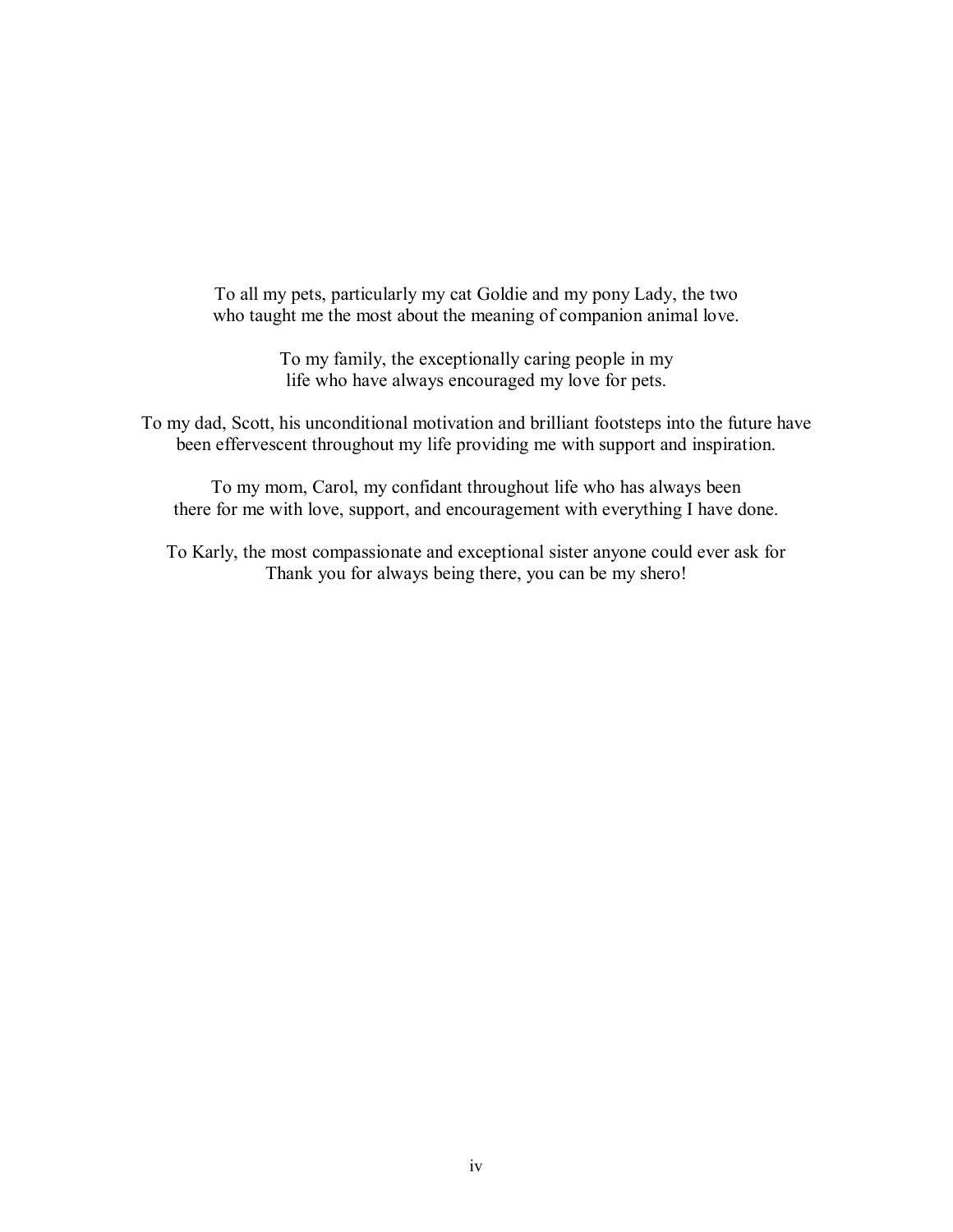To all my pets, particularly my cat Goldie and my pony Lady, the two who taught me the most about the meaning of companion animal love.

To my family, the exceptionally caring people in my life who have always encouraged my love for pets.

To my dad, Scott, his unconditional motivation and brilliant footsteps into the future have been effervescent throughout my life providing me with support and inspiration.

To my mom, Carol, my confidant throughout life who has always been there for me with love, support, and encouragement with everything I have done.

To Karly, the most compassionate and exceptional sister anyone could ever ask for Thank you for always being there, you can be my shero!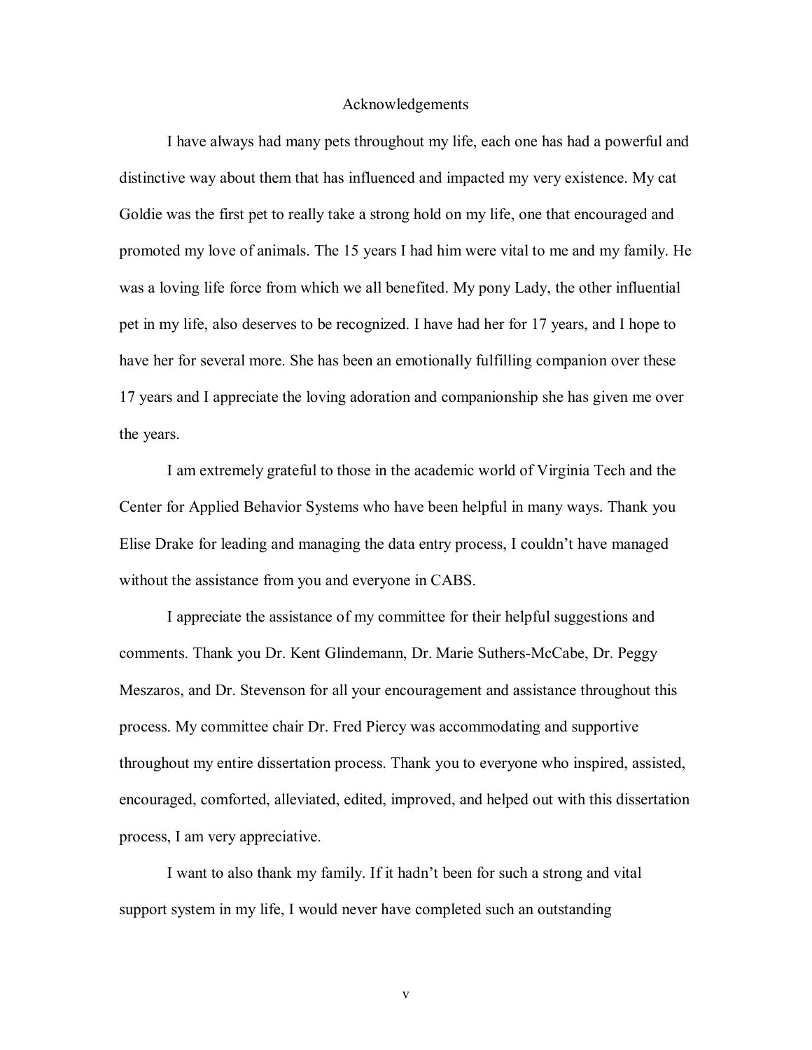# Acknowledgements

I have always had many pets throughout my life, each one has had a powerful and distinctive way about them that has influenced and impacted my very existence. My cat Goldie was the first pet to really take a strong hold on my life, one that encouraged and promoted my love of animals. The 15 years I had him were vital to me and my family. He was a loving life force from which we all benefited. My pony Lady, the other influential pet in my life, also deserves to be recognized. I have had her for 17 years, and I hope to have her for several more. She has been an emotionally fulfilling companion over these 17 years and I appreciate the loving adoration and companionship she has given me over the years.

I am extremely grateful to those in the academic world of Virginia Tech and the Center for Applied Behavior Systems who have been helpful in many ways. Thank you Elise Drake for leading and managing the data entry process, I couldn't have managed without the assistance from you and everyone in CABS.

I appreciate the assistance of my committee for their helpful suggestions and comments. Thank you Dr. Kent Glindemann, Dr. Marie Suthers-McCabe, Dr. Peggy Meszaros, and Dr. Stevenson for all your encouragement and assistance throughout this process. My committee chair Dr. Fred Piercy was accommodating and supportive throughout my entire dissertation process. Thank you to everyone who inspired, assisted, encouraged, comforted, alleviated, edited, improved, and helped out with this dissertation process, I am very appreciative.

I want to also thank my family. If it hadn't been for such a strong and vital support system in my life, I would never have completed such an outstanding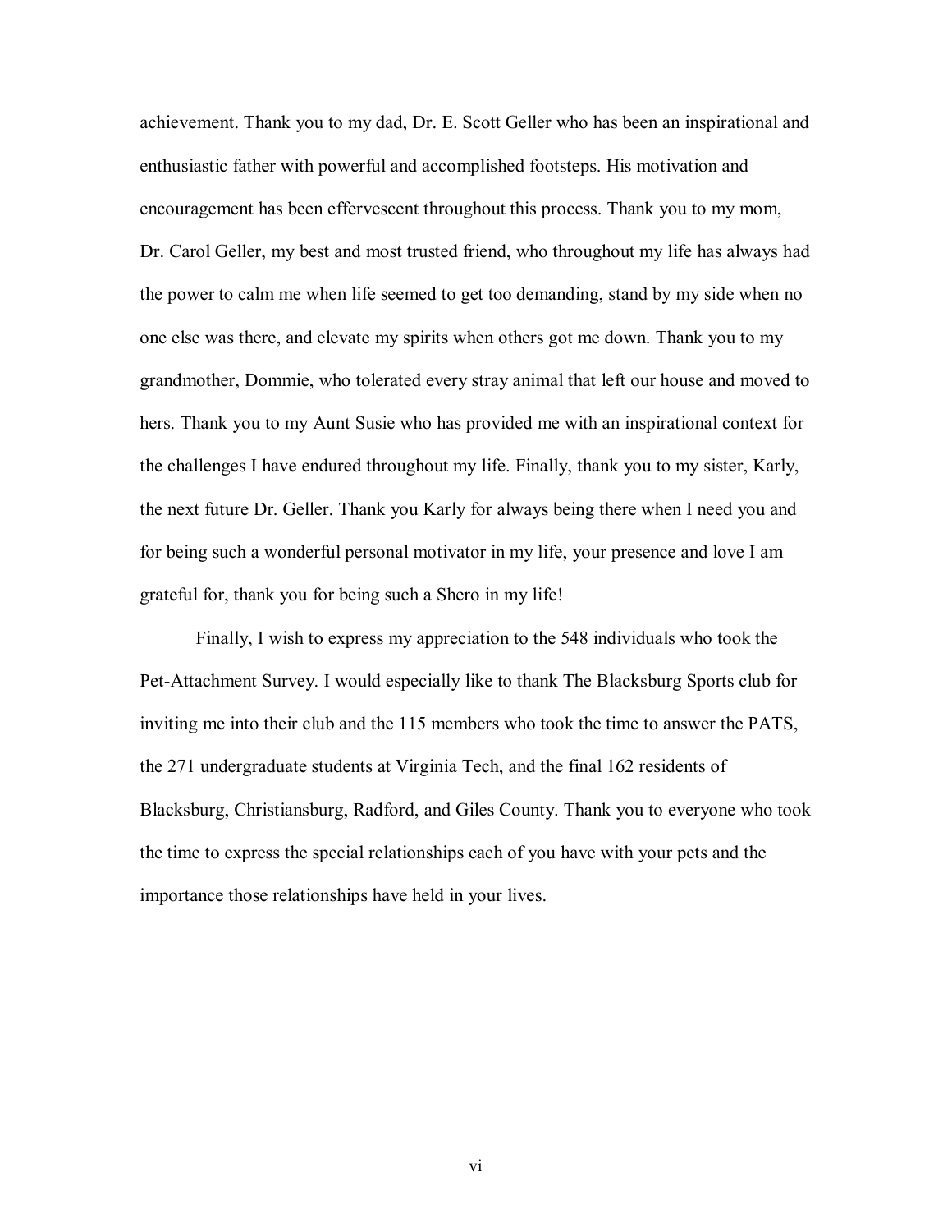achievement. Thank you to my dad, Dr. E. Scott Geller who has been an inspirational and enthusiastic father with powerful and accomplished footsteps. His motivation and encouragement has been effervescent throughout this process. Thank you to my mom, Dr. Carol Geller, my best and most trusted friend, who throughout my life has always had the power to calm me when life seemed to get too demanding, stand by my side when no one else was there, and elevate my spirits when others got me down. Thank you to my grandmother, Dommie, who tolerated every stray animal that left our house and moved to hers. Thank you to my Aunt Susie who has provided me with an inspirational context for the challenges I have endured throughout my life. Finally, thank you to my sister, Karly, the next future Dr. Geller. Thank you Karly for always being there when I need you and for being such a wonderful personal motivator in my life, your presence and love I am grateful for, thank you for being such a Shero in my life!

Finally, I wish to express my appreciation to the 548 individuals who took the Pet-Attachment Survey. I would especially like to thank The Blacksburg Sports club for inviting me into their club and the 115 members who took the time to answer the PATS, the 271 undergraduate students at Virginia Tech, and the final 162 residents of Blacksburg, Christiansburg, Radford, and Giles County. Thank you to everyone who took the time to express the special relationships each of you have with your pets and the importance those relationships have held in your lives.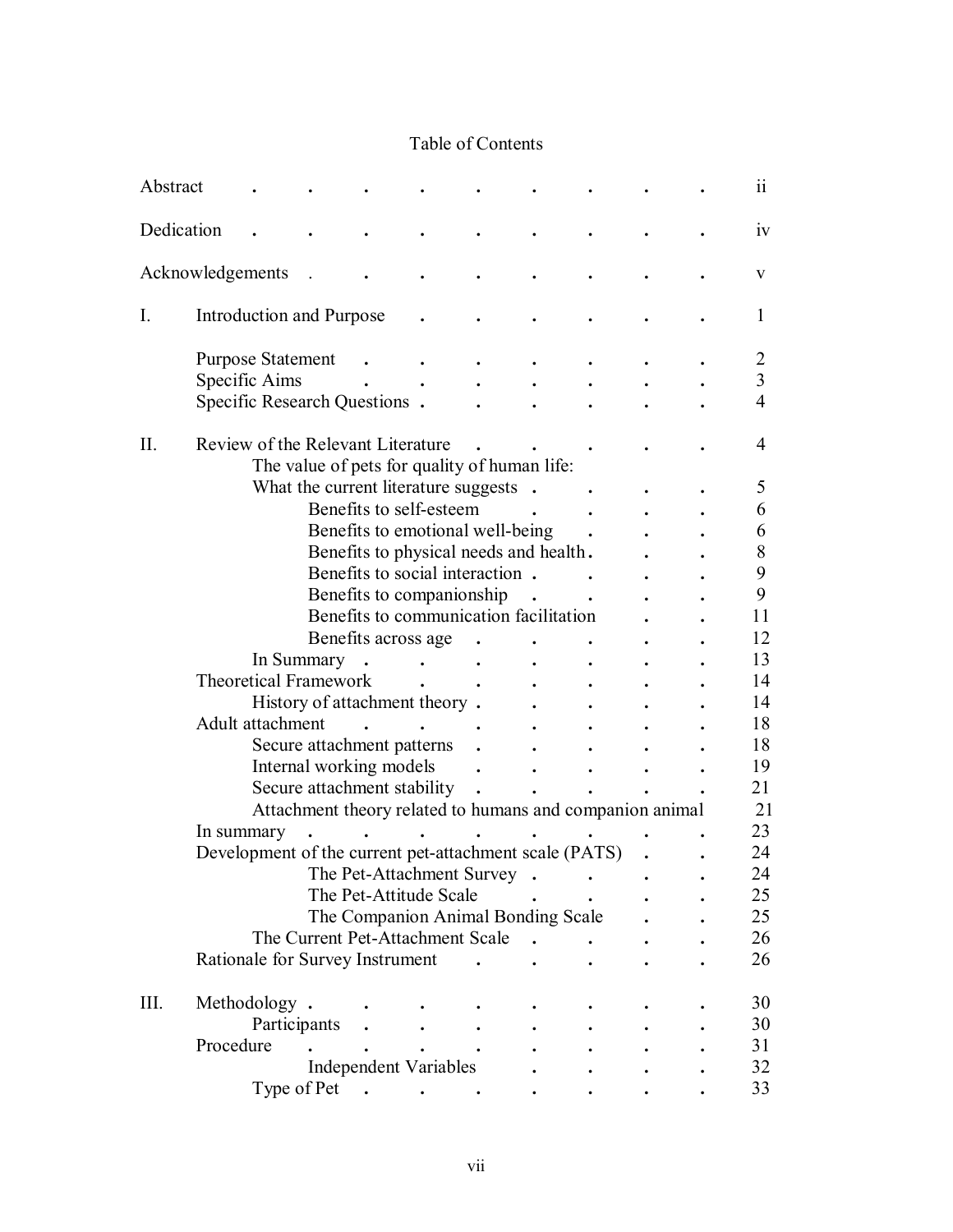# Table of Contents

| | | |
|---|---|---|
| Abstract | | ii |
| Dedication | | iv |
| Acknowledgements | | v |
| I. | Introduction and Purpose | 1 |
| | Purpose Statement | 2 |
| | Specific Aims | 3 |
| | Specific Research Questions | 4 |
| II. | Review of the Relevant Literature | 4 |
| | The value of pets for quality of human life: What the current literature suggests | 5 |
| | Benefits to self-esteem | 6 |
| | Benefits to emotional well-being | 6 |
| | Benefits to physical needs and health | 8 |
| | Benefits to social interaction | 9 |
| | Benefits to companionship | 9 |
| | Benefits to communication facilitation | 11 |
| | Benefits across age | 12 |
| | In Summary | 13 |
| | Theoretical Framework | 14 |
| | History of attachment theory | 14 |
| | Adult attachment | 18 |
| | Secure attachment patterns | 18 |
| | Internal working models | 19 |
| | Secure attachment stability | 21 |
| | Attachment theory related to humans and companion animal | 21 |
| | In summary | 23 |
| | Development of the current pet-attachment scale (PATS) | 24 |
| | The Pet-Attachment Survey | 24 |
| | The Pet-Attitude Scale | 25 |
| | The Companion Animal Bonding Scale | 25 |
| | The Current Pet-Attachment Scale | 26 |
| | Rationale for Survey Instrument | 26 |
| III. | Methodology | 30 |
| | Participants | 30 |
| | Procedure | 31 |
| | Independent Variables | 32 |
| | Type of Pet | 33 |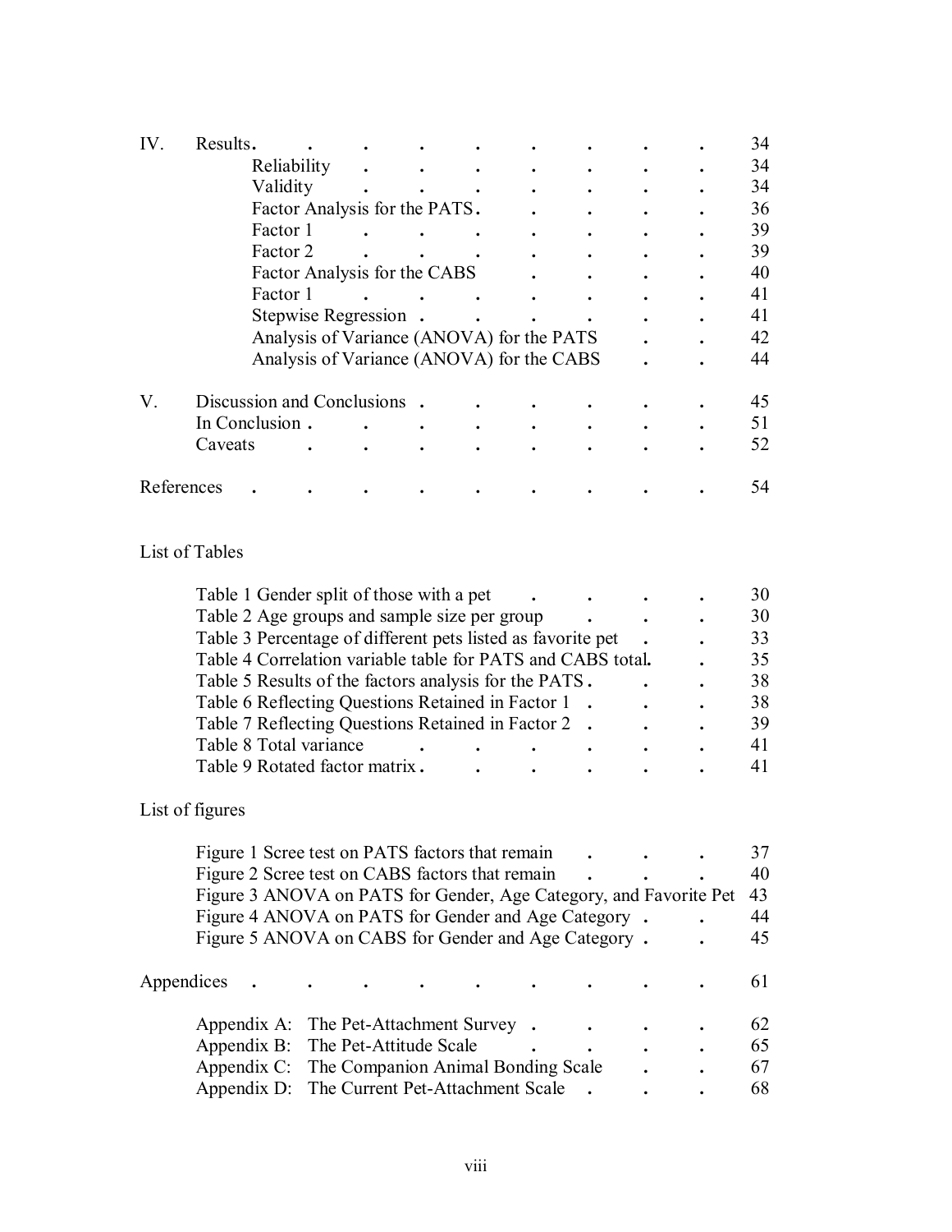| | | |
|---|---|---|
| IV. | Results | 34 |
| | Reliability | 34 |
| | Validity | 34 |
| | Factor Analysis for the PATS | 36 |
| | Factor 1 | 39 |
| | Factor 2 | 39 |
| | Factor Analysis for the CABS | 40 |
| | Factor 1 | 41 |
| | Stepwise Regression | 41 |
| | Analysis of Variance (ANOVA) for the PATS | 42 |
| | Analysis of Variance (ANOVA) for the CABS | 44 |
| V. | Discussion and Conclusions | 45 |
| | In Conclusion | 51 |
| | Caveats | 52 |
| References | | 54 |

List of Tables

| | |
|---|---|
| Table 1 Gender split of those with a pet | 30 |
| Table 2 Age groups and sample size per group | 30 |
| Table 3 Percentage of different pets listed as favorite pet | 33 |
| Table 4 Correlation variable table for PATS and CABS total | 35 |
| Table 5 Results of the factors analysis for the PATS | 38 |
| Table 6 Reflecting Questions Retained in Factor 1 | 38 |
| Table 7 Reflecting Questions Retained in Factor 2 | 39 |
| Table 8 Total variance | 41 |
| Table 9 Rotated factor matrix | 41 |

List of figures

| | |
|---|---|
| Figure 1 Scree test on PATS factors that remain | 37 |
| Figure 2 Scree test on CABS factors that remain | 40 |
| Figure 3 ANOVA on PATS for Gender, Age Category, and Favorite Pet | 43 |
| Figure 4 ANOVA on PATS for Gender and Age Category | 44 |
| Figure 5 ANOVA on CABS for Gender and Age Category | 45 |

| | |
|---|---|
| Appendices | 61 |
| Appendix A: The Pet-Attachment Survey | 62 |
| Appendix B: The Pet-Attitude Scale | 65 |
| Appendix C: The Companion Animal Bonding Scale | 67 |
| Appendix D: The Current Pet-Attachment Scale | 68 |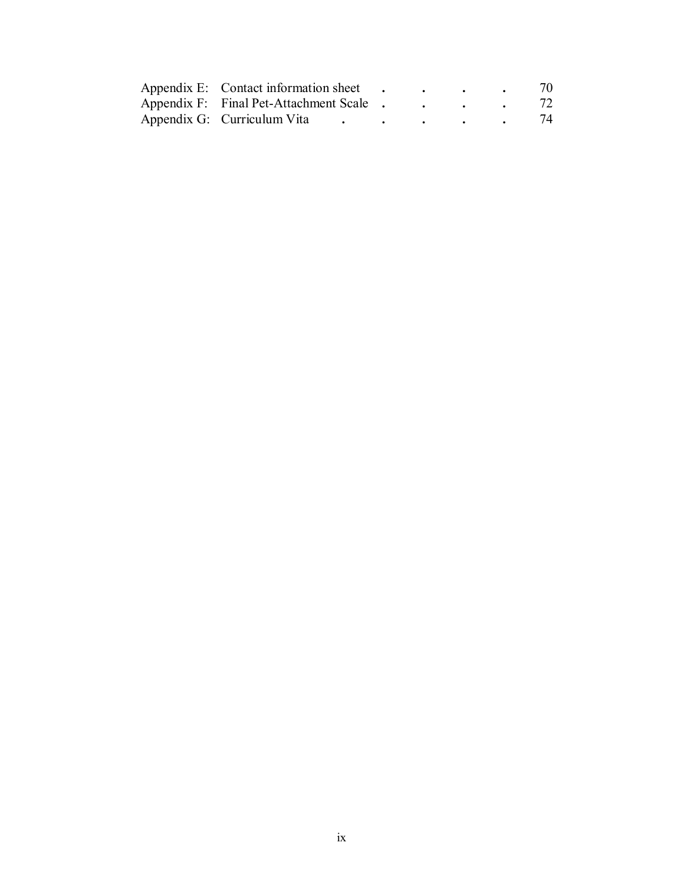Appendix E: Contact information sheet . . . . 70
Appendix F: Final Pet-Attachment Scale . . . . 72
Appendix G: Curriculum Vita . . . . . 74